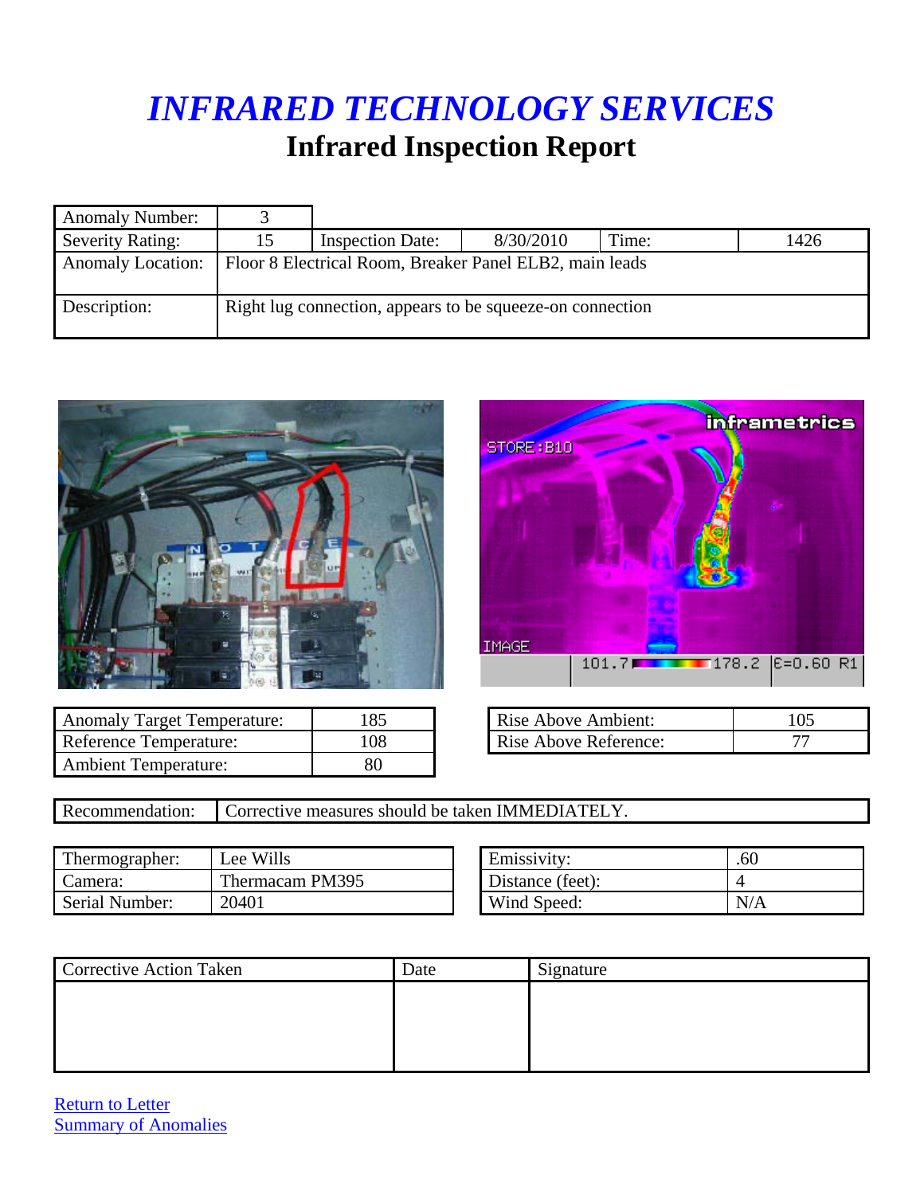# *INFRARED TECHNOLOGY SERVICES*

## Infrared Inspection Report

| | | | | | |
|---|---|---|---|---|---|
| Anomaly Number: | 3 | | | | |
| Severity Rating: | 15 | Inspection Date: | 8/30/2010 | Time: | 1426 |
| Anomaly Location: | Floor 8 Electrical Room, Breaker Panel ELB2, main leads | | | | |
| Description: | Right lug connection, appears to be squeeze-on connection | | | | |

| | |
|---|---|
| Anomaly Target Temperature: | 185 |
| Reference Temperature: | 108 |
| Ambient Temperature: | 80 |

| | |
|---|---|
| Rise Above Ambient: | 105 |
| Rise Above Reference: | 77 |

| | |
|---|---|
| Recommendation: | Corrective measures should be taken IMMEDIATELY. |

| | |
|---|---|
| Thermographer: | Lee Wills |
| Camera: | Thermacam PM395 |
| Serial Number: | 20401 |

| | |
|---|---|
| Emissivity: | .60 |
| Distance (feet): | 4 |
| Wind Speed: | N/A |

| Corrective Action Taken | Date | Signature |
|---|---|---|
| | | |

Return to Letter
Summary of Anomalies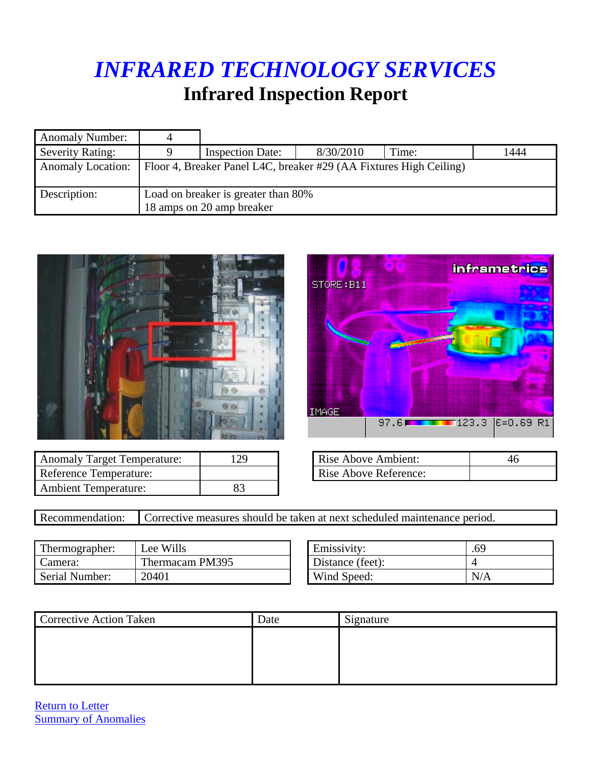# *INFRARED TECHNOLOGY SERVICES*

## Infrared Inspection Report

| | | | | | |
|---|---|---|---|---|---|
| Anomaly Number: | 4 | | | | |
| Severity Rating: | 9 | Inspection Date: | 8/30/2010 | Time: | 1444 |
| Anomaly Location: | Floor 4, Breaker Panel L4C, breaker #29 (AA Fixtures High Ceiling) | | | | |
| Description: | Load on breaker is greater than 80%<br>18 amps on 20 amp breaker | | | | |

STORE:B11

inframetrics

IMAGE

97.6 123.3 E=0.69 R1

| | |
|---|---|
| Anomaly Target Temperature: | 129 |
| Reference Temperature: | |
| Ambient Temperature: | 83 |

| | |
|---|---|
| Rise Above Ambient: | 46 |
| Rise Above Reference: | |

| | |
|---|---|
| Recommendation: | Corrective measures should be taken at next scheduled maintenance period. |

| | |
|---|---|
| Thermographer: | Lee Wills |
| Camera: | Thermacam PM395 |
| Serial Number: | 20401 |

| | |
|---|---|
| Emissivity: | .69 |
| Distance (feet): | 4 |
| Wind Speed: | N/A |

| Corrective Action Taken | Date | Signature |
|---|---|---|
| | | |

Return to Letter
Summary of Anomalies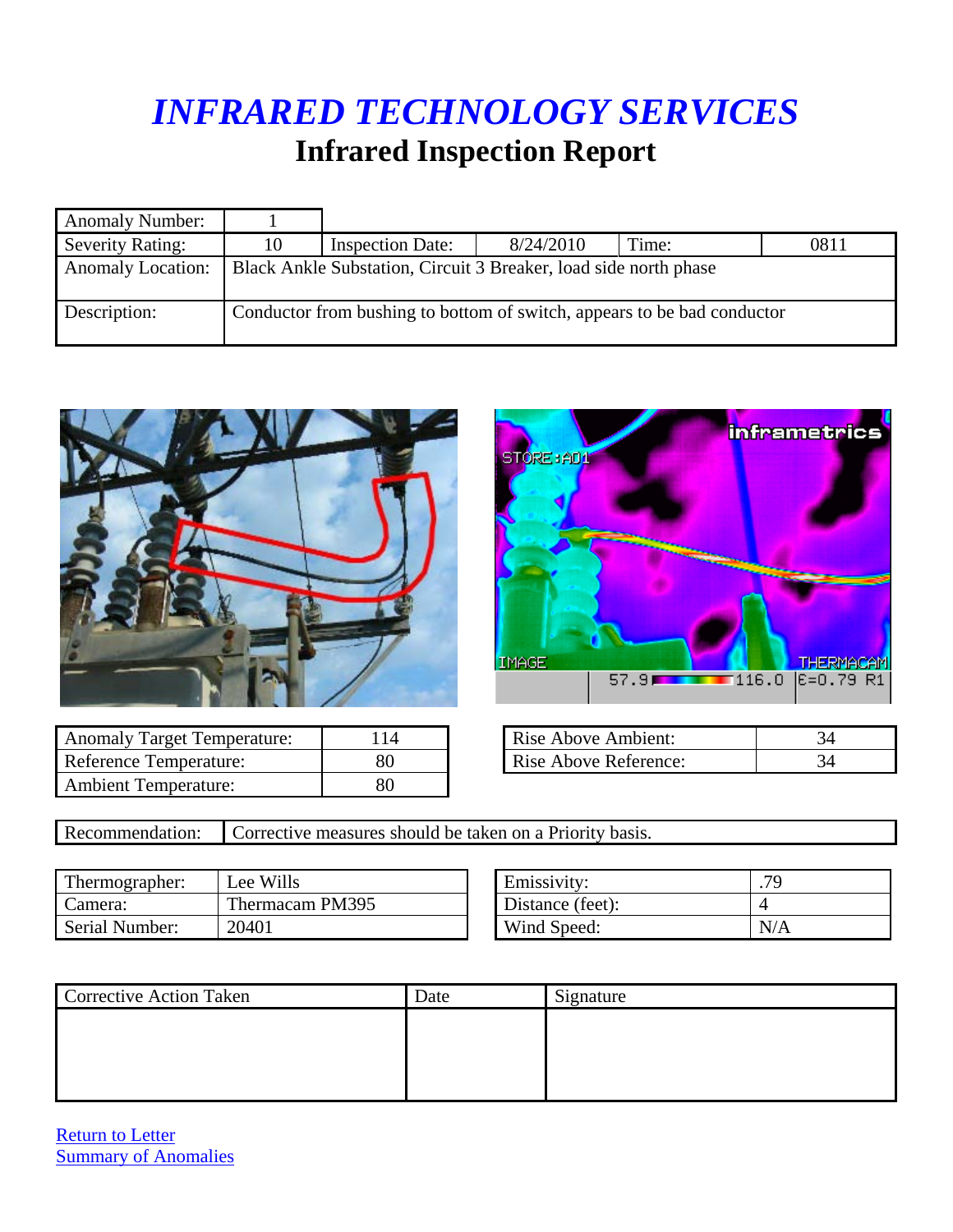# *INFRARED TECHNOLOGY SERVICES*

## Infrared Inspection Report

| | | | | | |
|---|---|---|---|---|---|
| Anomaly Number: | 1 | | | | |
| Severity Rating: | 10 | Inspection Date: | 8/24/2010 | Time: | 0811 |
| Anomaly Location: | Black Ankle Substation, Circuit 3 Breaker, load side north phase | | | | |
| Description: | Conductor from bushing to bottom of switch, appears to be bad conductor | | | | |

| | |
|---|---|
| Anomaly Target Temperature: | 114 |
| Reference Temperature: | 80 |
| Ambient Temperature: | 80 |

| | |
|---|---|
| Rise Above Ambient: | 34 |
| Rise Above Reference: | 34 |

| | |
|---|---|
| Recommendation: | Corrective measures should be taken on a Priority basis. |

| | |
|---|---|
| Thermographer: | Lee Wills |
| Camera: | Thermacam PM395 |
| Serial Number: | 20401 |

| | |
|---|---|
| Emissivity: | .79 |
| Distance (feet): | 4 |
| Wind Speed: | N/A |

| Corrective Action Taken | Date | Signature |
|---|---|---|
| | | |

Return to Letter
Summary of Anomalies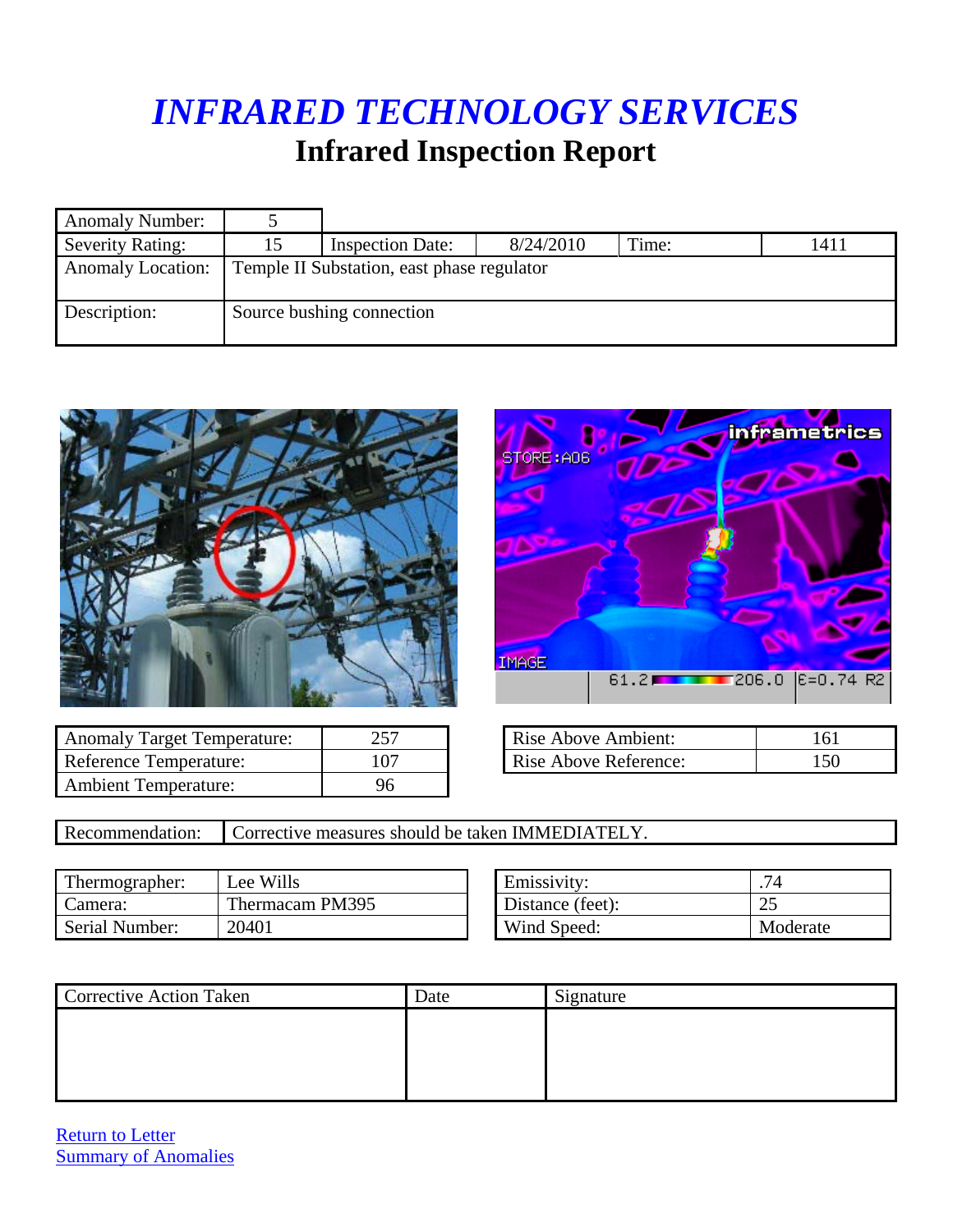# *INFRARED TECHNOLOGY SERVICES*

## Infrared Inspection Report

| | | | | | |
|---|---|---|---|---|---|
| Anomaly Number: | 5 | | | | |
| Severity Rating: | 15 | Inspection Date: | 8/24/2010 | Time: | 1411 |
| Anomaly Location: | Temple II Substation, east phase regulator | | | | |
| Description: | Source bushing connection | | | | |

| | |
|---|---|
| Anomaly Target Temperature: | 257 |
| Reference Temperature: | 107 |
| Ambient Temperature: | 96 |

| | |
|---|---|
| Rise Above Ambient: | 161 |
| Rise Above Reference: | 150 |

| | |
|---|---|
| Recommendation: | Corrective measures should be taken IMMEDIATELY. |

| | |
|---|---|
| Thermographer: | Lee Wills |
| Camera: | Thermacam PM395 |
| Serial Number: | 20401 |

| | |
|---|---|
| Emissivity: | .74 |
| Distance (feet): | 25 |
| Wind Speed: | Moderate |

| Corrective Action Taken | Date | Signature |
|---|---|---|
| | | |

[Return to Letter](#)
[Summary of Anomalies](#)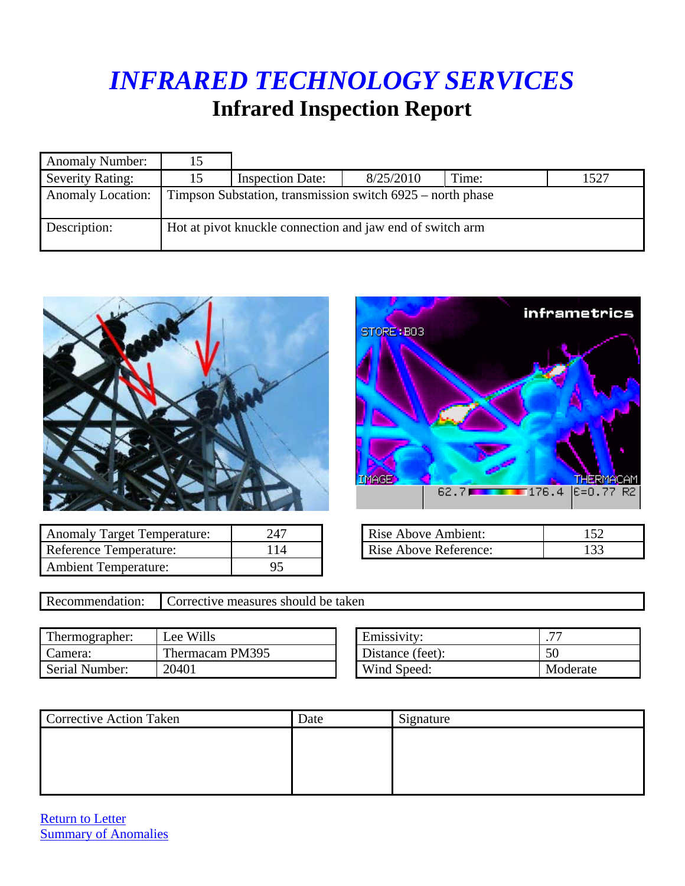# *INFRARED TECHNOLOGY SERVICES*

## Infrared Inspection Report

| | | | | | |
|---|---|---|---|---|---|
| Anomaly Number: | 15 | | | | |
| Severity Rating: | 15 | Inspection Date: | 8/25/2010 | Time: | 1527 |
| Anomaly Location: | Timpson Substation, transmission switch 6925 – north phase | | | | |
| Description: | Hot at pivot knuckle connection and jaw end of switch arm | | | | |

| | |
|---|---|
| Anomaly Target Temperature: | 247 |
| Reference Temperature: | 114 |
| Ambient Temperature: | 95 |

| | |
|---|---|
| Rise Above Ambient: | 152 |
| Rise Above Reference: | 133 |

| | |
|---|---|
| Recommendation: | Corrective measures should be taken |

| | |
|---|---|
| Thermographer: | Lee Wills |
| Camera: | Thermacam PM395 |
| Serial Number: | 20401 |

| | |
|---|---|
| Emissivity: | .77 |
| Distance (feet): | 50 |
| Wind Speed: | Moderate |

| Corrective Action Taken | Date | Signature |
|---|---|---|
| | | |

Return to Letter
Summary of Anomalies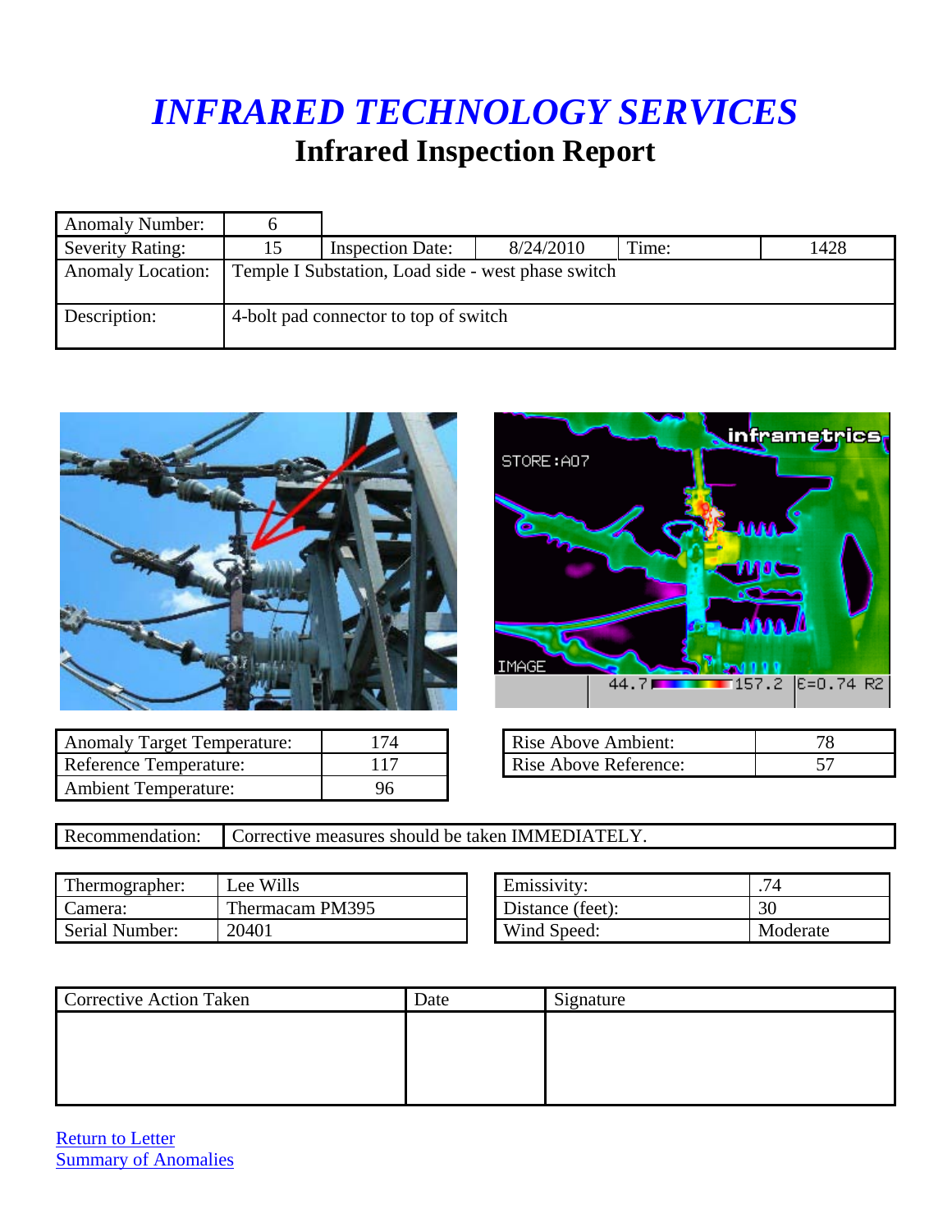# *INFRARED TECHNOLOGY SERVICES*

## Infrared Inspection Report

| | | | | | |
|---|---|---|---|---|---|
| Anomaly Number: | 6 | | | | |
| Severity Rating: | 15 | Inspection Date: | 8/24/2010 | Time: | 1428 |
| Anomaly Location: | Temple I Substation, Load side - west phase switch | | | | |
| Description: | 4-bolt pad connector to top of switch | | | | |

STORE:A07

inframetrics

IMAGE

44.7 157.2 E=0.74 R2

| | |
|---|---|
| Anomaly Target Temperature: | 174 |
| Reference Temperature: | 117 |
| Ambient Temperature: | 96 |

| | |
|---|---|
| Rise Above Ambient: | 78 |
| Rise Above Reference: | 57 |

| | |
|---|---|
| Recommendation: | Corrective measures should be taken IMMEDIATELY. |

| | |
|---|---|
| Thermographer: | Lee Wills |
| Camera: | Thermacam PM395 |
| Serial Number: | 20401 |

| | |
|---|---|
| Emissivity: | .74 |
| Distance (feet): | 30 |
| Wind Speed: | Moderate |

| Corrective Action Taken | Date | Signature |
|---|---|---|
| | | |

Return to Letter
Summary of Anomalies